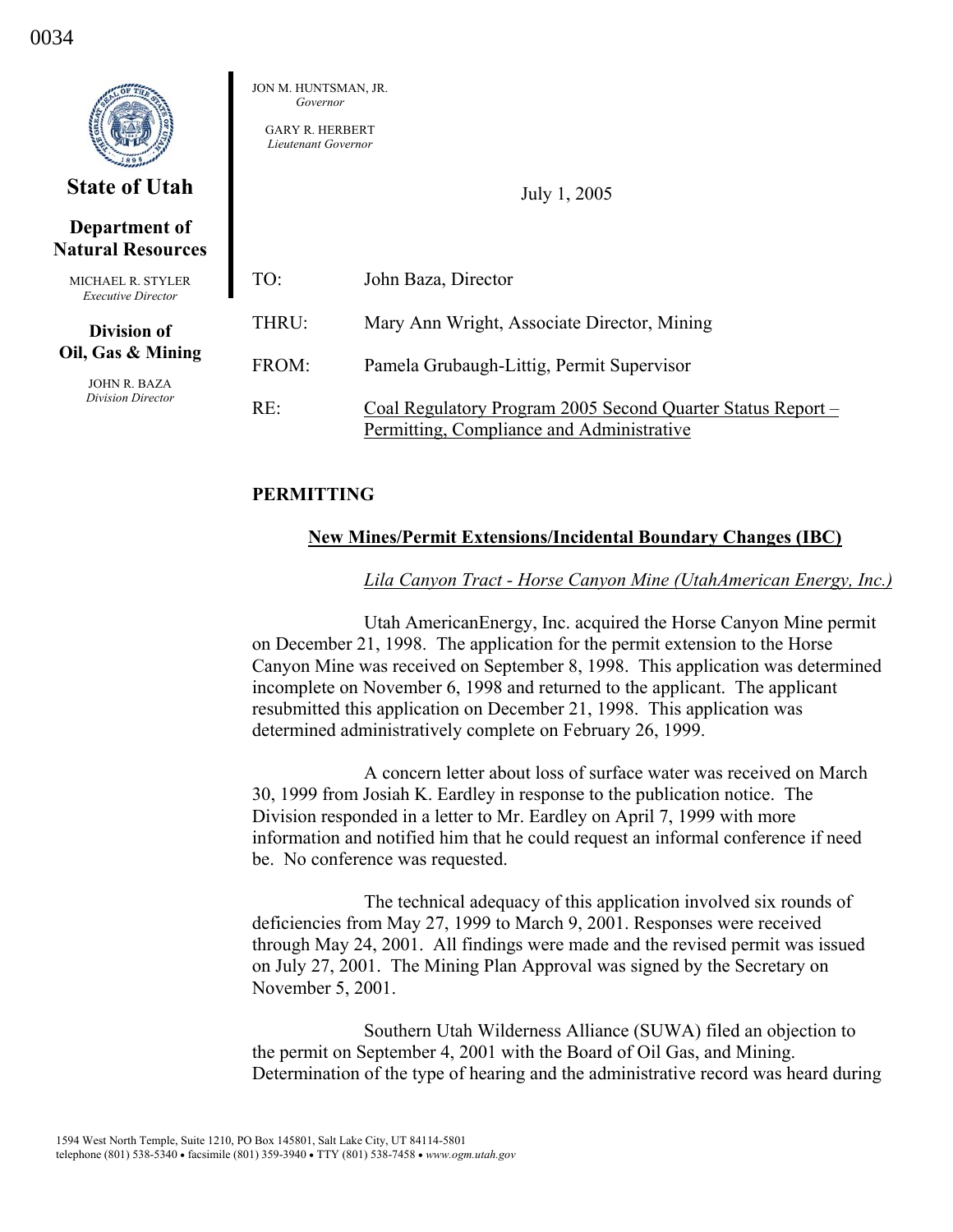0034

**State of Utah**

**Department of Natural Resources**

MICHAEL R. STYLER
*Executive Director*

**Division of Oil, Gas & Mining**

JOHN R. BAZA
*Division Director*

JON M. HUNTSMAN, JR.
*Governor*

GARY R. HERBERT
*Lieutenant Governor*

July 1, 2005

TO: John Baza, Director

THRU: Mary Ann Wright, Associate Director, Mining

FROM: Pamela Grubaugh-Littig, Permit Supervisor

RE: Coal Regulatory Program 2005 Second Quarter Status Report – Permitting, Compliance and Administrative

## PERMITTING

### New Mines/Permit Extensions/Incidental Boundary Changes (IBC)

*Lila Canyon Tract - Horse Canyon Mine (UtahAmerican Energy, Inc.)*

Utah AmericanEnergy, Inc. acquired the Horse Canyon Mine permit on December 21, 1998. The application for the permit extension to the Horse Canyon Mine was received on September 8, 1998. This application was determined incomplete on November 6, 1998 and returned to the applicant. The applicant resubmitted this application on December 21, 1998. This application was determined administratively complete on February 26, 1999.

A concern letter about loss of surface water was received on March 30, 1999 from Josiah K. Eardley in response to the publication notice. The Division responded in a letter to Mr. Eardley on April 7, 1999 with more information and notified him that he could request an informal conference if need be. No conference was requested.

The technical adequacy of this application involved six rounds of deficiencies from May 27, 1999 to March 9, 2001. Responses were received through May 24, 2001. All findings were made and the revised permit was issued on July 27, 2001. The Mining Plan Approval was signed by the Secretary on November 5, 2001.

Southern Utah Wilderness Alliance (SUWA) filed an objection to the permit on September 4, 2001 with the Board of Oil Gas, and Mining. Determination of the type of hearing and the administrative record was heard during

1594 West North Temple, Suite 1210, PO Box 145801, Salt Lake City, UT 84114-5801
telephone (801) 538-5340 • facsimile (801) 359-3940 • TTY (801) 538-7458 • *www.ogm.utah.gov*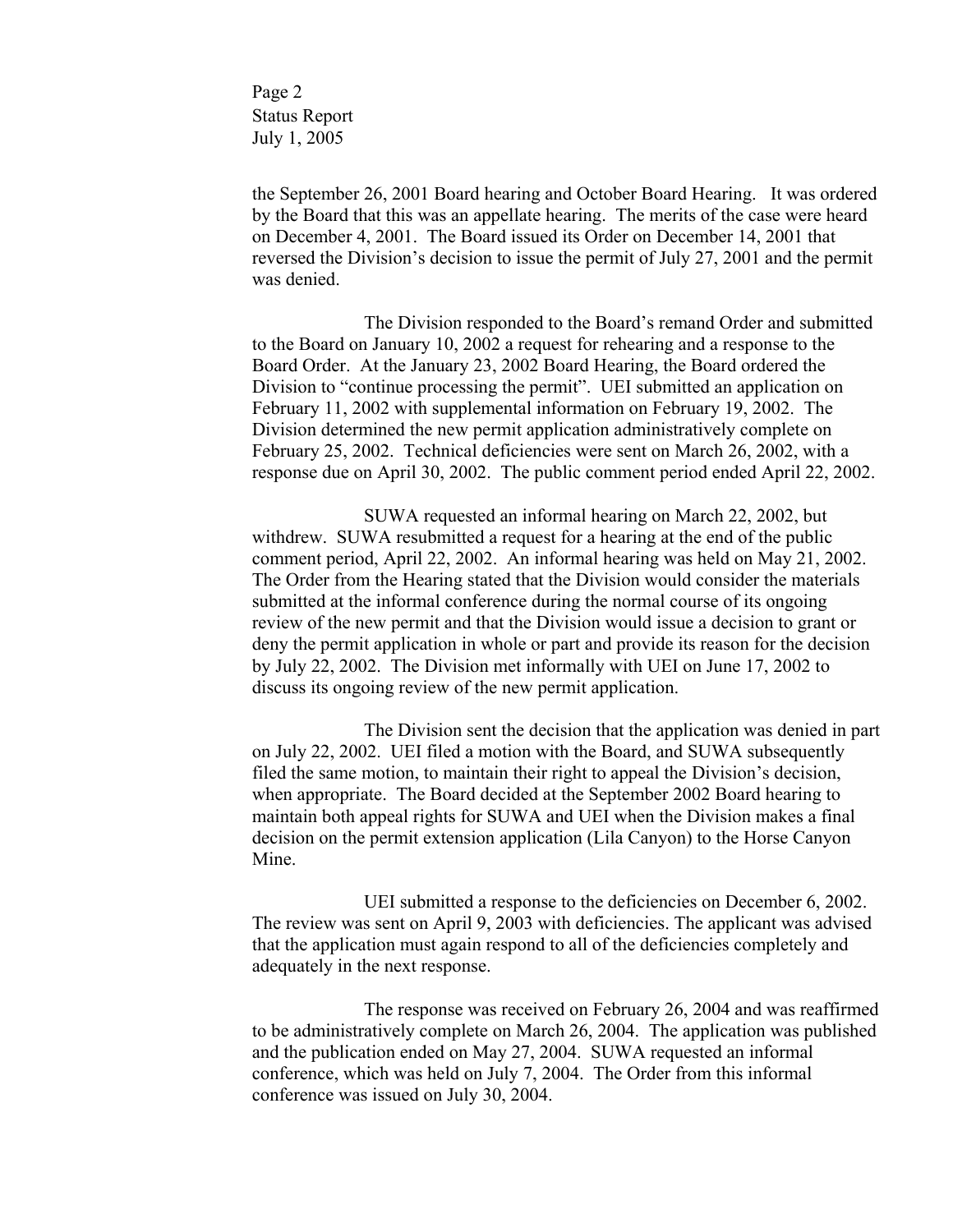the September 26, 2001 Board hearing and October Board Hearing. It was ordered by the Board that this was an appellate hearing. The merits of the case were heard on December 4, 2001. The Board issued its Order on December 14, 2001 that reversed the Division's decision to issue the permit of July 27, 2001 and the permit was denied.

The Division responded to the Board's remand Order and submitted to the Board on January 10, 2002 a request for rehearing and a response to the Board Order. At the January 23, 2002 Board Hearing, the Board ordered the Division to "continue processing the permit". UEI submitted an application on February 11, 2002 with supplemental information on February 19, 2002. The Division determined the new permit application administratively complete on February 25, 2002. Technical deficiencies were sent on March 26, 2002, with a response due on April 30, 2002. The public comment period ended April 22, 2002.

SUWA requested an informal hearing on March 22, 2002, but withdrew. SUWA resubmitted a request for a hearing at the end of the public comment period, April 22, 2002. An informal hearing was held on May 21, 2002. The Order from the Hearing stated that the Division would consider the materials submitted at the informal conference during the normal course of its ongoing review of the new permit and that the Division would issue a decision to grant or deny the permit application in whole or part and provide its reason for the decision by July 22, 2002. The Division met informally with UEI on June 17, 2002 to discuss its ongoing review of the new permit application.

The Division sent the decision that the application was denied in part on July 22, 2002. UEI filed a motion with the Board, and SUWA subsequently filed the same motion, to maintain their right to appeal the Division's decision, when appropriate. The Board decided at the September 2002 Board hearing to maintain both appeal rights for SUWA and UEI when the Division makes a final decision on the permit extension application (Lila Canyon) to the Horse Canyon Mine.

UEI submitted a response to the deficiencies on December 6, 2002. The review was sent on April 9, 2003 with deficiencies. The applicant was advised that the application must again respond to all of the deficiencies completely and adequately in the next response.

The response was received on February 26, 2004 and was reaffirmed to be administratively complete on March 26, 2004. The application was published and the publication ended on May 27, 2004. SUWA requested an informal conference, which was held on July 7, 2004. The Order from this informal conference was issued on July 30, 2004.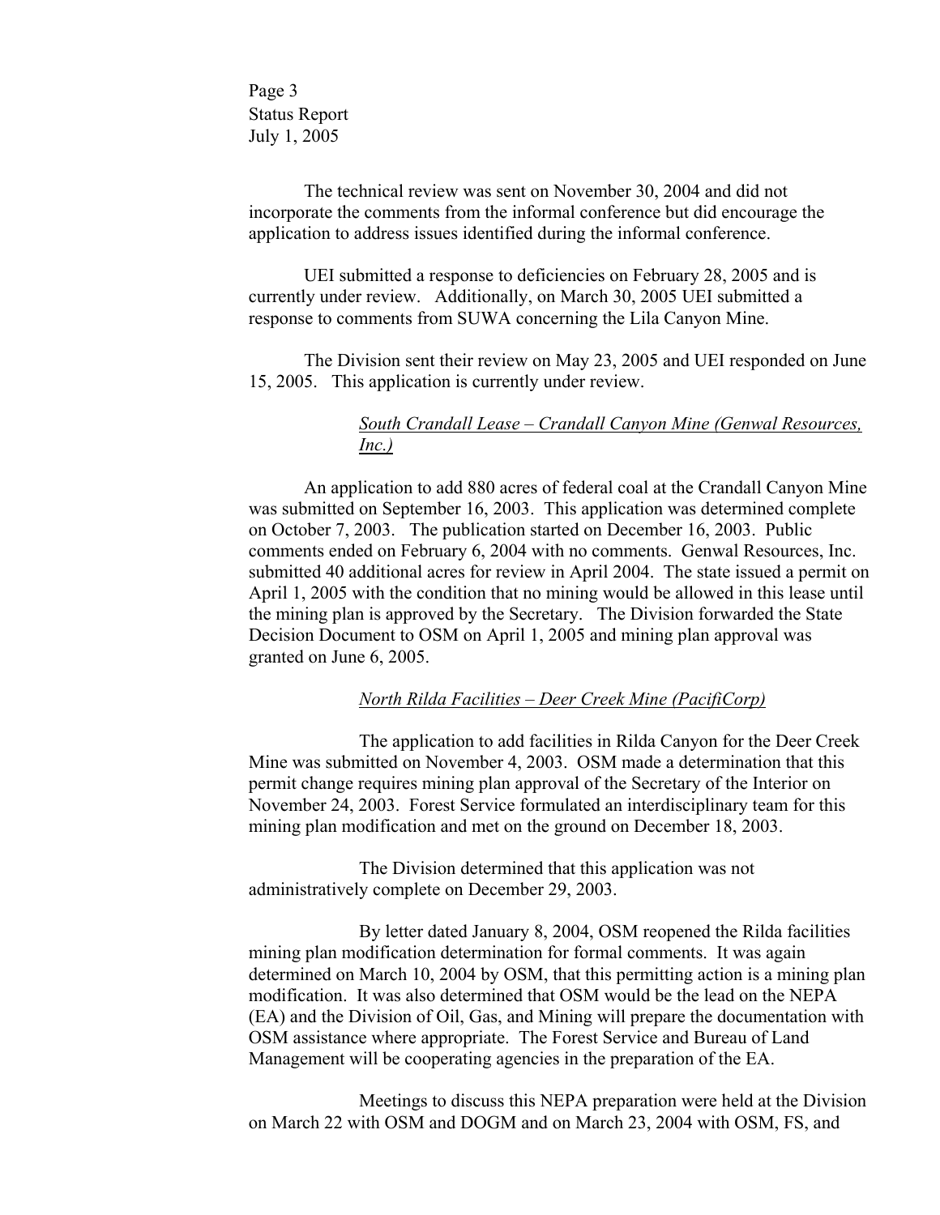The technical review was sent on November 30, 2004 and did not incorporate the comments from the informal conference but did encourage the application to address issues identified during the informal conference.

UEI submitted a response to deficiencies on February 28, 2005 and is currently under review. Additionally, on March 30, 2005 UEI submitted a response to comments from SUWA concerning the Lila Canyon Mine.

The Division sent their review on May 23, 2005 and UEI responded on June 15, 2005. This application is currently under review.

*South Crandall Lease – Crandall Canyon Mine (Genwal Resources, Inc.)*

An application to add 880 acres of federal coal at the Crandall Canyon Mine was submitted on September 16, 2003. This application was determined complete on October 7, 2003. The publication started on December 16, 2003. Public comments ended on February 6, 2004 with no comments. Genwal Resources, Inc. submitted 40 additional acres for review in April 2004. The state issued a permit on April 1, 2005 with the condition that no mining would be allowed in this lease until the mining plan is approved by the Secretary. The Division forwarded the State Decision Document to OSM on April 1, 2005 and mining plan approval was granted on June 6, 2005.

*North Rilda Facilities – Deer Creek Mine (PacifiCorp)*

The application to add facilities in Rilda Canyon for the Deer Creek Mine was submitted on November 4, 2003. OSM made a determination that this permit change requires mining plan approval of the Secretary of the Interior on November 24, 2003. Forest Service formulated an interdisciplinary team for this mining plan modification and met on the ground on December 18, 2003.

The Division determined that this application was not administratively complete on December 29, 2003.

By letter dated January 8, 2004, OSM reopened the Rilda facilities mining plan modification determination for formal comments. It was again determined on March 10, 2004 by OSM, that this permitting action is a mining plan modification. It was also determined that OSM would be the lead on the NEPA (EA) and the Division of Oil, Gas, and Mining will prepare the documentation with OSM assistance where appropriate. The Forest Service and Bureau of Land Management will be cooperating agencies in the preparation of the EA.

Meetings to discuss this NEPA preparation were held at the Division on March 22 with OSM and DOGM and on March 23, 2004 with OSM, FS, and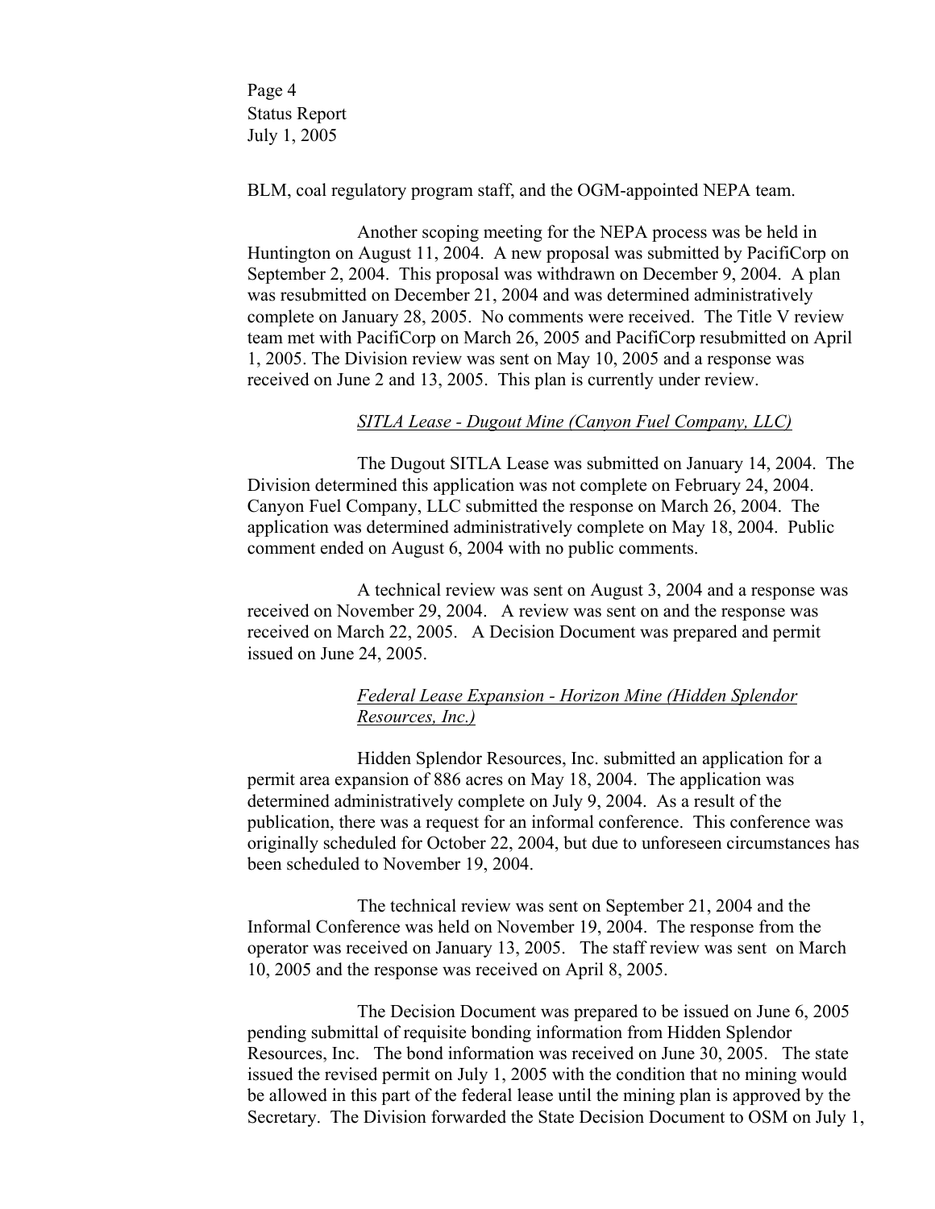BLM, coal regulatory program staff, and the OGM-appointed NEPA team.

Another scoping meeting for the NEPA process was be held in Huntington on August 11, 2004. A new proposal was submitted by PacifiCorp on September 2, 2004. This proposal was withdrawn on December 9, 2004. A plan was resubmitted on December 21, 2004 and was determined administratively complete on January 28, 2005. No comments were received. The Title V review team met with PacifiCorp on March 26, 2005 and PacifiCorp resubmitted on April 1, 2005. The Division review was sent on May 10, 2005 and a response was received on June 2 and 13, 2005. This plan is currently under review.

*SITLA Lease - Dugout Mine (Canyon Fuel Company, LLC)*

The Dugout SITLA Lease was submitted on January 14, 2004. The Division determined this application was not complete on February 24, 2004. Canyon Fuel Company, LLC submitted the response on March 26, 2004. The application was determined administratively complete on May 18, 2004. Public comment ended on August 6, 2004 with no public comments.

A technical review was sent on August 3, 2004 and a response was received on November 29, 2004. A review was sent on and the response was received on March 22, 2005. A Decision Document was prepared and permit issued on June 24, 2005.

*Federal Lease Expansion - Horizon Mine (Hidden Splendor Resources, Inc.)*

Hidden Splendor Resources, Inc. submitted an application for a permit area expansion of 886 acres on May 18, 2004. The application was determined administratively complete on July 9, 2004. As a result of the publication, there was a request for an informal conference. This conference was originally scheduled for October 22, 2004, but due to unforeseen circumstances has been scheduled to November 19, 2004.

The technical review was sent on September 21, 2004 and the Informal Conference was held on November 19, 2004. The response from the operator was received on January 13, 2005. The staff review was sent on March 10, 2005 and the response was received on April 8, 2005.

The Decision Document was prepared to be issued on June 6, 2005 pending submittal of requisite bonding information from Hidden Splendor Resources, Inc. The bond information was received on June 30, 2005. The state issued the revised permit on July 1, 2005 with the condition that no mining would be allowed in this part of the federal lease until the mining plan is approved by the Secretary. The Division forwarded the State Decision Document to OSM on July 1,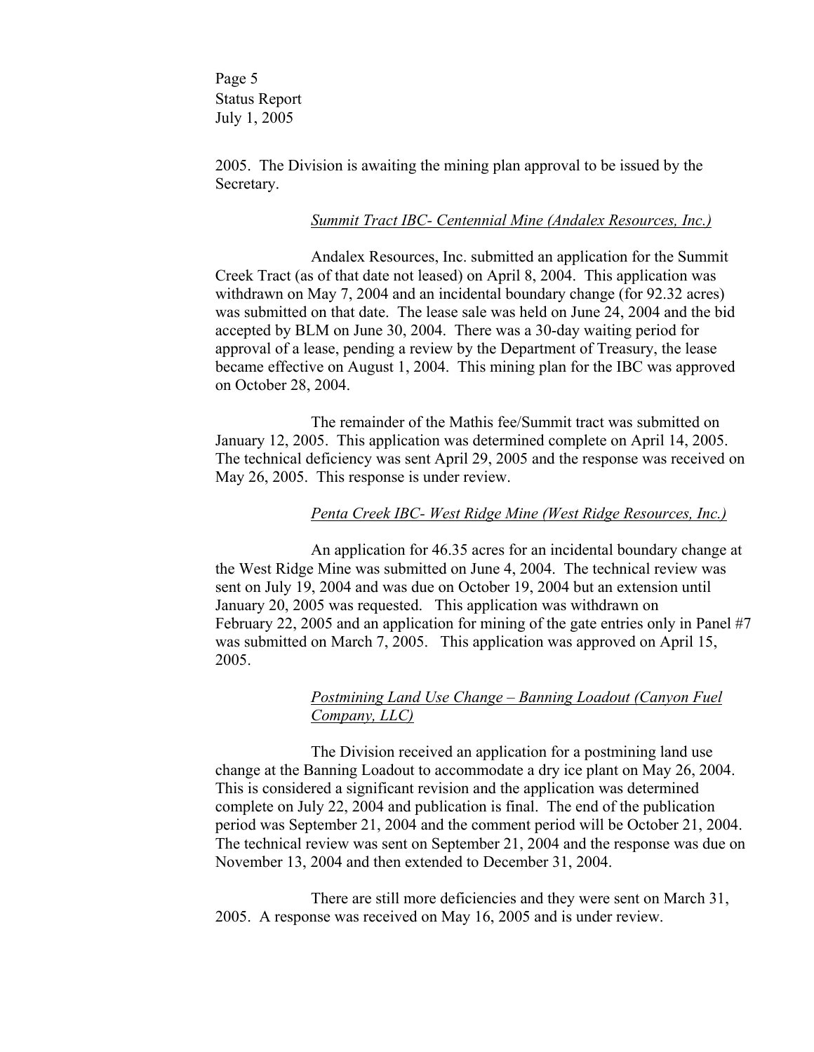2005. The Division is awaiting the mining plan approval to be issued by the Secretary.

### *Summit Tract IBC- Centennial Mine (Andalex Resources, Inc.)*

Andalex Resources, Inc. submitted an application for the Summit Creek Tract (as of that date not leased) on April 8, 2004. This application was withdrawn on May 7, 2004 and an incidental boundary change (for 92.32 acres) was submitted on that date. The lease sale was held on June 24, 2004 and the bid accepted by BLM on June 30, 2004. There was a 30-day waiting period for approval of a lease, pending a review by the Department of Treasury, the lease became effective on August 1, 2004. This mining plan for the IBC was approved on October 28, 2004.

The remainder of the Mathis fee/Summit tract was submitted on January 12, 2005. This application was determined complete on April 14, 2005. The technical deficiency was sent April 29, 2005 and the response was received on May 26, 2005. This response is under review.

### *Penta Creek IBC- West Ridge Mine (West Ridge Resources, Inc.)*

An application for 46.35 acres for an incidental boundary change at the West Ridge Mine was submitted on June 4, 2004. The technical review was sent on July 19, 2004 and was due on October 19, 2004 but an extension until January 20, 2005 was requested. This application was withdrawn on February 22, 2005 and an application for mining of the gate entries only in Panel #7 was submitted on March 7, 2005. This application was approved on April 15, 2005.

### *Postmining Land Use Change – Banning Loadout (Canyon Fuel Company, LLC)*

The Division received an application for a postmining land use change at the Banning Loadout to accommodate a dry ice plant on May 26, 2004. This is considered a significant revision and the application was determined complete on July 22, 2004 and publication is final. The end of the publication period was September 21, 2004 and the comment period will be October 21, 2004. The technical review was sent on September 21, 2004 and the response was due on November 13, 2004 and then extended to December 31, 2004.

There are still more deficiencies and they were sent on March 31, 2005. A response was received on May 16, 2005 and is under review.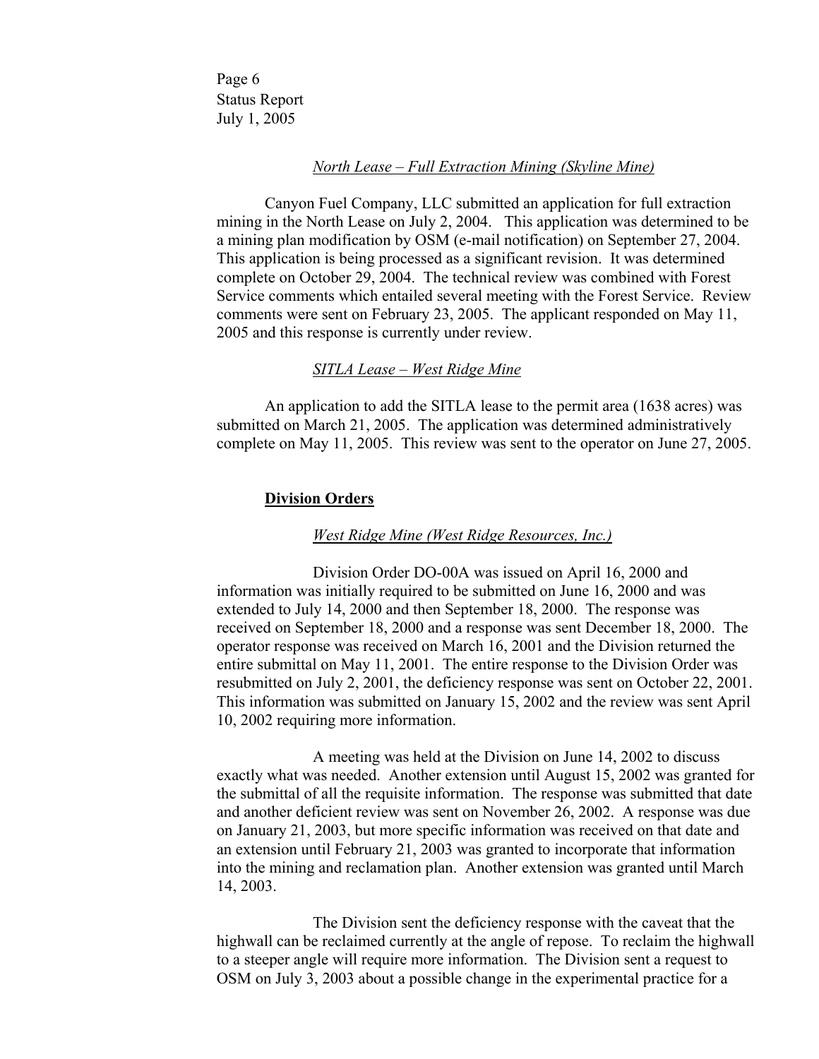*North Lease – Full Extraction Mining (Skyline Mine)*

Canyon Fuel Company, LLC submitted an application for full extraction mining in the North Lease on July 2, 2004. This application was determined to be a mining plan modification by OSM (e-mail notification) on September 27, 2004. This application is being processed as a significant revision. It was determined complete on October 29, 2004. The technical review was combined with Forest Service comments which entailed several meeting with the Forest Service. Review comments were sent on February 23, 2005. The applicant responded on May 11, 2005 and this response is currently under review.

*SITLA Lease – West Ridge Mine*

An application to add the SITLA lease to the permit area (1638 acres) was submitted on March 21, 2005. The application was determined administratively complete on May 11, 2005. This review was sent to the operator on June 27, 2005.

**Division Orders**

*West Ridge Mine (West Ridge Resources, Inc.)*

Division Order DO-00A was issued on April 16, 2000 and information was initially required to be submitted on June 16, 2000 and was extended to July 14, 2000 and then September 18, 2000. The response was received on September 18, 2000 and a response was sent December 18, 2000. The operator response was received on March 16, 2001 and the Division returned the entire submittal on May 11, 2001. The entire response to the Division Order was resubmitted on July 2, 2001, the deficiency response was sent on October 22, 2001. This information was submitted on January 15, 2002 and the review was sent April 10, 2002 requiring more information.

A meeting was held at the Division on June 14, 2002 to discuss exactly what was needed. Another extension until August 15, 2002 was granted for the submittal of all the requisite information. The response was submitted that date and another deficient review was sent on November 26, 2002. A response was due on January 21, 2003, but more specific information was received on that date and an extension until February 21, 2003 was granted to incorporate that information into the mining and reclamation plan. Another extension was granted until March 14, 2003.

The Division sent the deficiency response with the caveat that the highwall can be reclaimed currently at the angle of repose. To reclaim the highwall to a steeper angle will require more information. The Division sent a request to OSM on July 3, 2003 about a possible change in the experimental practice for a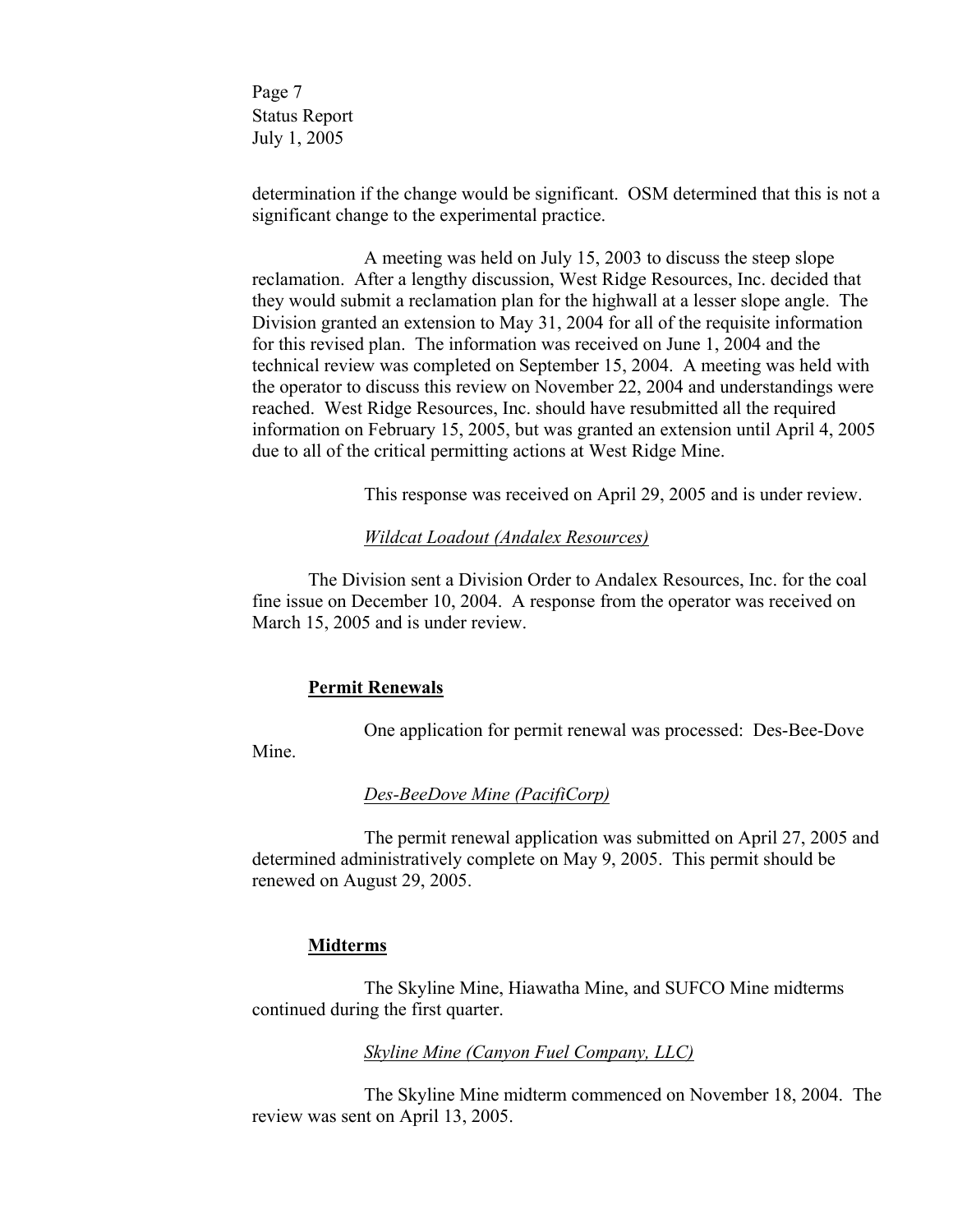determination if the change would be significant. OSM determined that this is not a significant change to the experimental practice.

A meeting was held on July 15, 2003 to discuss the steep slope reclamation. After a lengthy discussion, West Ridge Resources, Inc. decided that they would submit a reclamation plan for the highwall at a lesser slope angle. The Division granted an extension to May 31, 2004 for all of the requisite information for this revised plan. The information was received on June 1, 2004 and the technical review was completed on September 15, 2004. A meeting was held with the operator to discuss this review on November 22, 2004 and understandings were reached. West Ridge Resources, Inc. should have resubmitted all the required information on February 15, 2005, but was granted an extension until April 4, 2005 due to all of the critical permitting actions at West Ridge Mine.

This response was received on April 29, 2005 and is under review.

*Wildcat Loadout (Andalex Resources)*

The Division sent a Division Order to Andalex Resources, Inc. for the coal fine issue on December 10, 2004. A response from the operator was received on March 15, 2005 and is under review.

**Permit Renewals**

One application for permit renewal was processed: Des-Bee-Dove Mine.

*Des-BeeDove Mine (PacifiCorp)*

The permit renewal application was submitted on April 27, 2005 and determined administratively complete on May 9, 2005. This permit should be renewed on August 29, 2005.

**Midterms**

The Skyline Mine, Hiawatha Mine, and SUFCO Mine midterms continued during the first quarter.

*Skyline Mine (Canyon Fuel Company, LLC)*

The Skyline Mine midterm commenced on November 18, 2004. The review was sent on April 13, 2005.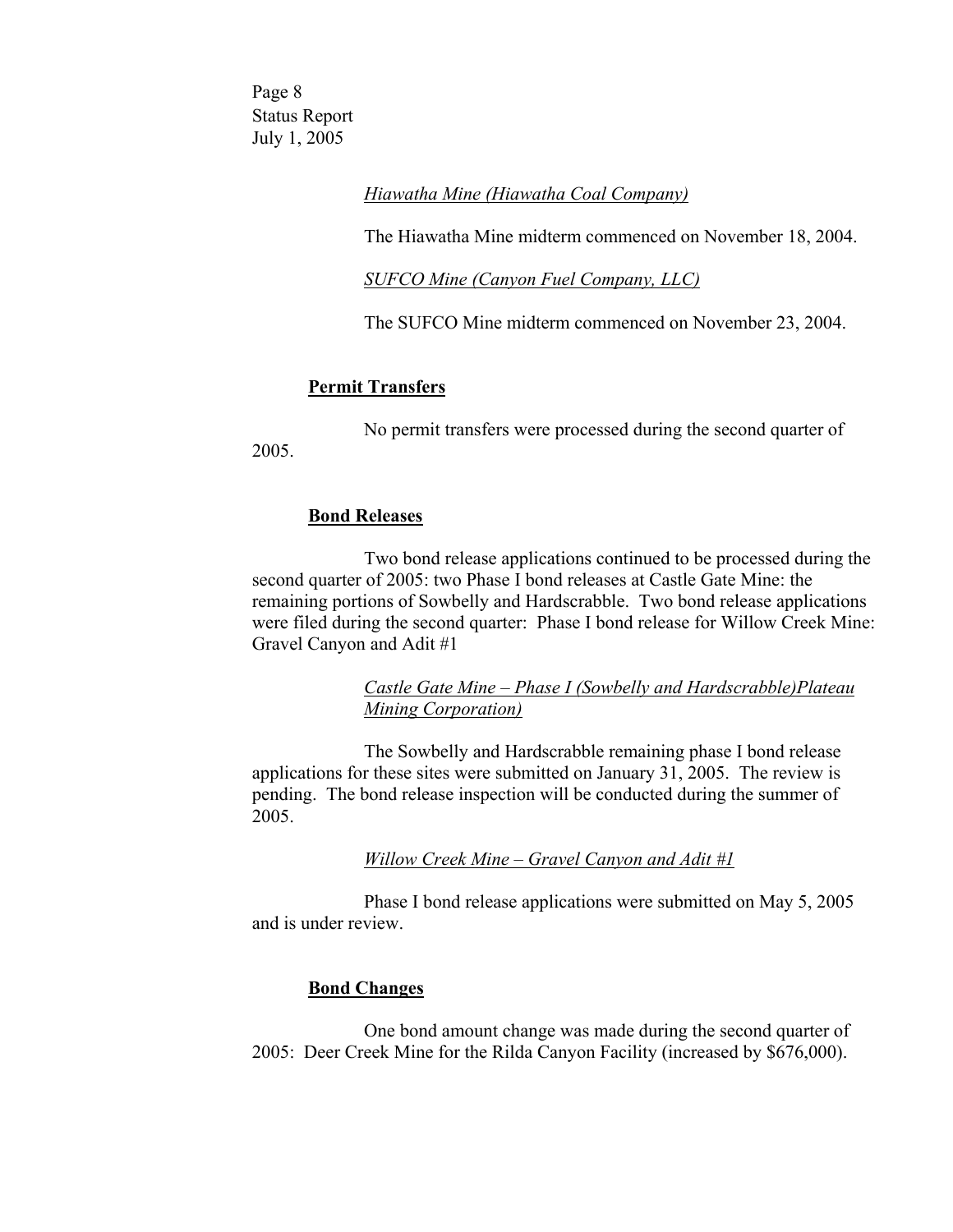*Hiawatha Mine (Hiawatha Coal Company)*

The Hiawatha Mine midterm commenced on November 18, 2004.

*SUFCO Mine (Canyon Fuel Company, LLC)*

The SUFCO Mine midterm commenced on November 23, 2004.

**Permit Transfers**

No permit transfers were processed during the second quarter of 2005.

**Bond Releases**

Two bond release applications continued to be processed during the second quarter of 2005: two Phase I bond releases at Castle Gate Mine: the remaining portions of Sowbelly and Hardscrabble. Two bond release applications were filed during the second quarter: Phase I bond release for Willow Creek Mine: Gravel Canyon and Adit #1

*Castle Gate Mine – Phase I (Sowbelly and Hardscrabble)Plateau Mining Corporation)*

The Sowbelly and Hardscrabble remaining phase I bond release applications for these sites were submitted on January 31, 2005. The review is pending. The bond release inspection will be conducted during the summer of 2005.

*Willow Creek Mine – Gravel Canyon and Adit #1*

Phase I bond release applications were submitted on May 5, 2005 and is under review.

**Bond Changes**

One bond amount change was made during the second quarter of 2005: Deer Creek Mine for the Rilda Canyon Facility (increased by $676,000).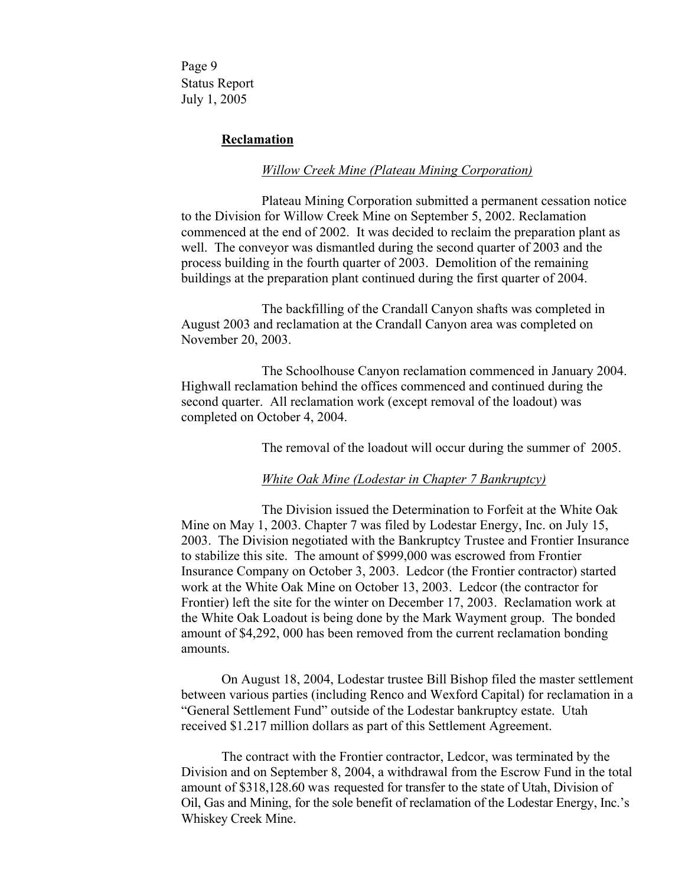## Reclamation

### *Willow Creek Mine (Plateau Mining Corporation)*

Plateau Mining Corporation submitted a permanent cessation notice to the Division for Willow Creek Mine on September 5, 2002. Reclamation commenced at the end of 2002. It was decided to reclaim the preparation plant as well. The conveyor was dismantled during the second quarter of 2003 and the process building in the fourth quarter of 2003. Demolition of the remaining buildings at the preparation plant continued during the first quarter of 2004.

The backfilling of the Crandall Canyon shafts was completed in August 2003 and reclamation at the Crandall Canyon area was completed on November 20, 2003.

The Schoolhouse Canyon reclamation commenced in January 2004. Highwall reclamation behind the offices commenced and continued during the second quarter. All reclamation work (except removal of the loadout) was completed on October 4, 2004.

The removal of the loadout will occur during the summer of 2005.

### *White Oak Mine (Lodestar in Chapter 7 Bankruptcy)*

The Division issued the Determination to Forfeit at the White Oak Mine on May 1, 2003. Chapter 7 was filed by Lodestar Energy, Inc. on July 15, 2003. The Division negotiated with the Bankruptcy Trustee and Frontier Insurance to stabilize this site. The amount of $999,000 was escrowed from Frontier Insurance Company on October 3, 2003. Ledcor (the Frontier contractor) started work at the White Oak Mine on October 13, 2003. Ledcor (the contractor for Frontier) left the site for the winter on December 17, 2003. Reclamation work at the White Oak Loadout is being done by the Mark Wayment group. The bonded amount of $4,292, 000 has been removed from the current reclamation bonding amounts.

On August 18, 2004, Lodestar trustee Bill Bishop filed the master settlement between various parties (including Renco and Wexford Capital) for reclamation in a "General Settlement Fund" outside of the Lodestar bankruptcy estate. Utah received $1.217 million dollars as part of this Settlement Agreement.

The contract with the Frontier contractor, Ledcor, was terminated by the Division and on September 8, 2004, a withdrawal from the Escrow Fund in the total amount of $318,128.60 was requested for transfer to the state of Utah, Division of Oil, Gas and Mining, for the sole benefit of reclamation of the Lodestar Energy, Inc.'s Whiskey Creek Mine.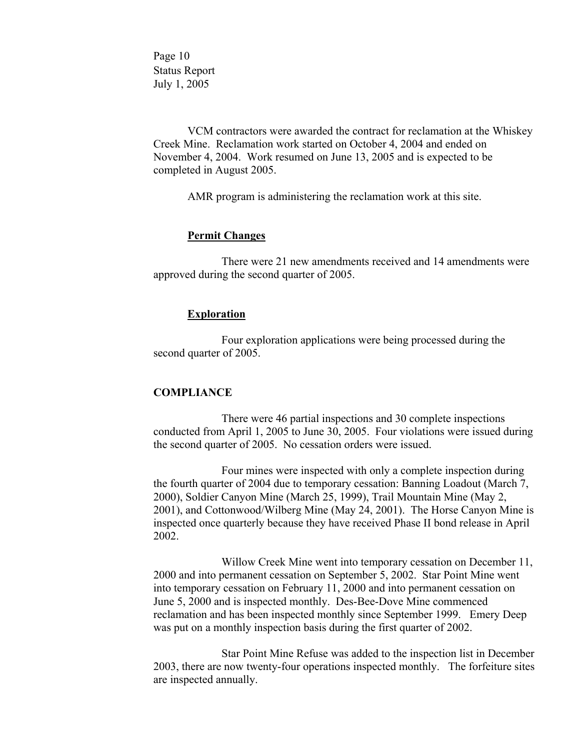VCM contractors were awarded the contract for reclamation at the Whiskey Creek Mine. Reclamation work started on October 4, 2004 and ended on November 4, 2004. Work resumed on June 13, 2005 and is expected to be completed in August 2005.

AMR program is administering the reclamation work at this site.

**Permit Changes**

There were 21 new amendments received and 14 amendments were approved during the second quarter of 2005.

**Exploration**

Four exploration applications were being processed during the second quarter of 2005.

## COMPLIANCE

There were 46 partial inspections and 30 complete inspections conducted from April 1, 2005 to June 30, 2005. Four violations were issued during the second quarter of 2005. No cessation orders were issued.

Four mines were inspected with only a complete inspection during the fourth quarter of 2004 due to temporary cessation: Banning Loadout (March 7, 2000), Soldier Canyon Mine (March 25, 1999), Trail Mountain Mine (May 2, 2001), and Cottonwood/Wilberg Mine (May 24, 2001). The Horse Canyon Mine is inspected once quarterly because they have received Phase II bond release in April 2002.

Willow Creek Mine went into temporary cessation on December 11, 2000 and into permanent cessation on September 5, 2002. Star Point Mine went into temporary cessation on February 11, 2000 and into permanent cessation on June 5, 2000 and is inspected monthly. Des-Bee-Dove Mine commenced reclamation and has been inspected monthly since September 1999. Emery Deep was put on a monthly inspection basis during the first quarter of 2002.

Star Point Mine Refuse was added to the inspection list in December 2003, there are now twenty-four operations inspected monthly. The forfeiture sites are inspected annually.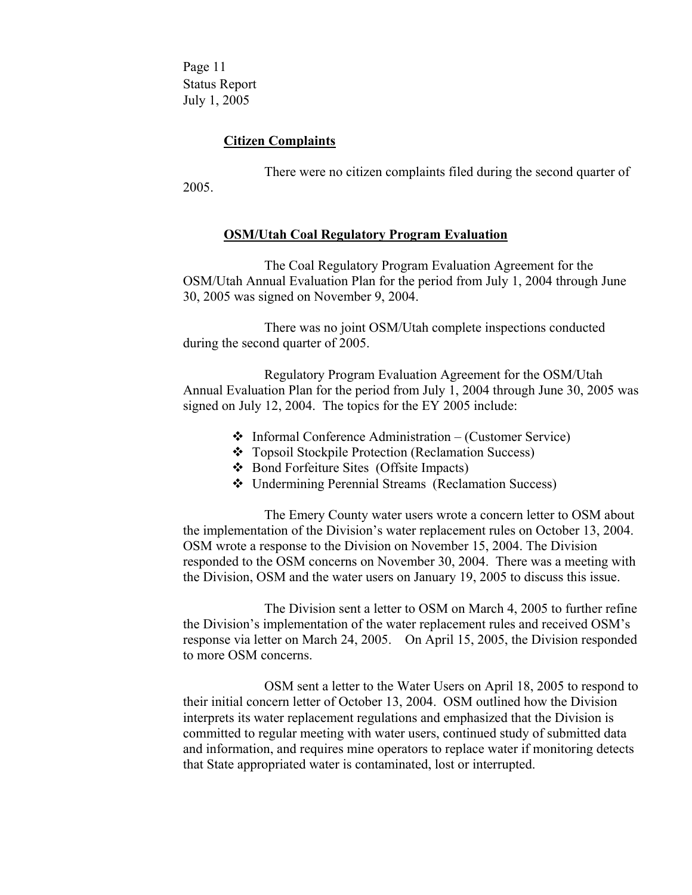## Citizen Complaints

There were no citizen complaints filed during the second quarter of 2005.

## OSM/Utah Coal Regulatory Program Evaluation

The Coal Regulatory Program Evaluation Agreement for the OSM/Utah Annual Evaluation Plan for the period from July 1, 2004 through June 30, 2005 was signed on November 9, 2004.

There was no joint OSM/Utah complete inspections conducted during the second quarter of 2005.

Regulatory Program Evaluation Agreement for the OSM/Utah Annual Evaluation Plan for the period from July 1, 2004 through June 30, 2005 was signed on July 12, 2004. The topics for the EY 2005 include:

- Informal Conference Administration – (Customer Service)
- Topsoil Stockpile Protection (Reclamation Success)
- Bond Forfeiture Sites (Offsite Impacts)
- Undermining Perennial Streams (Reclamation Success)

The Emery County water users wrote a concern letter to OSM about the implementation of the Division's water replacement rules on October 13, 2004. OSM wrote a response to the Division on November 15, 2004. The Division responded to the OSM concerns on November 30, 2004. There was a meeting with the Division, OSM and the water users on January 19, 2005 to discuss this issue.

The Division sent a letter to OSM on March 4, 2005 to further refine the Division's implementation of the water replacement rules and received OSM's response via letter on March 24, 2005. On April 15, 2005, the Division responded to more OSM concerns.

OSM sent a letter to the Water Users on April 18, 2005 to respond to their initial concern letter of October 13, 2004. OSM outlined how the Division interprets its water replacement regulations and emphasized that the Division is committed to regular meeting with water users, continued study of submitted data and information, and requires mine operators to replace water if monitoring detects that State appropriated water is contaminated, lost or interrupted.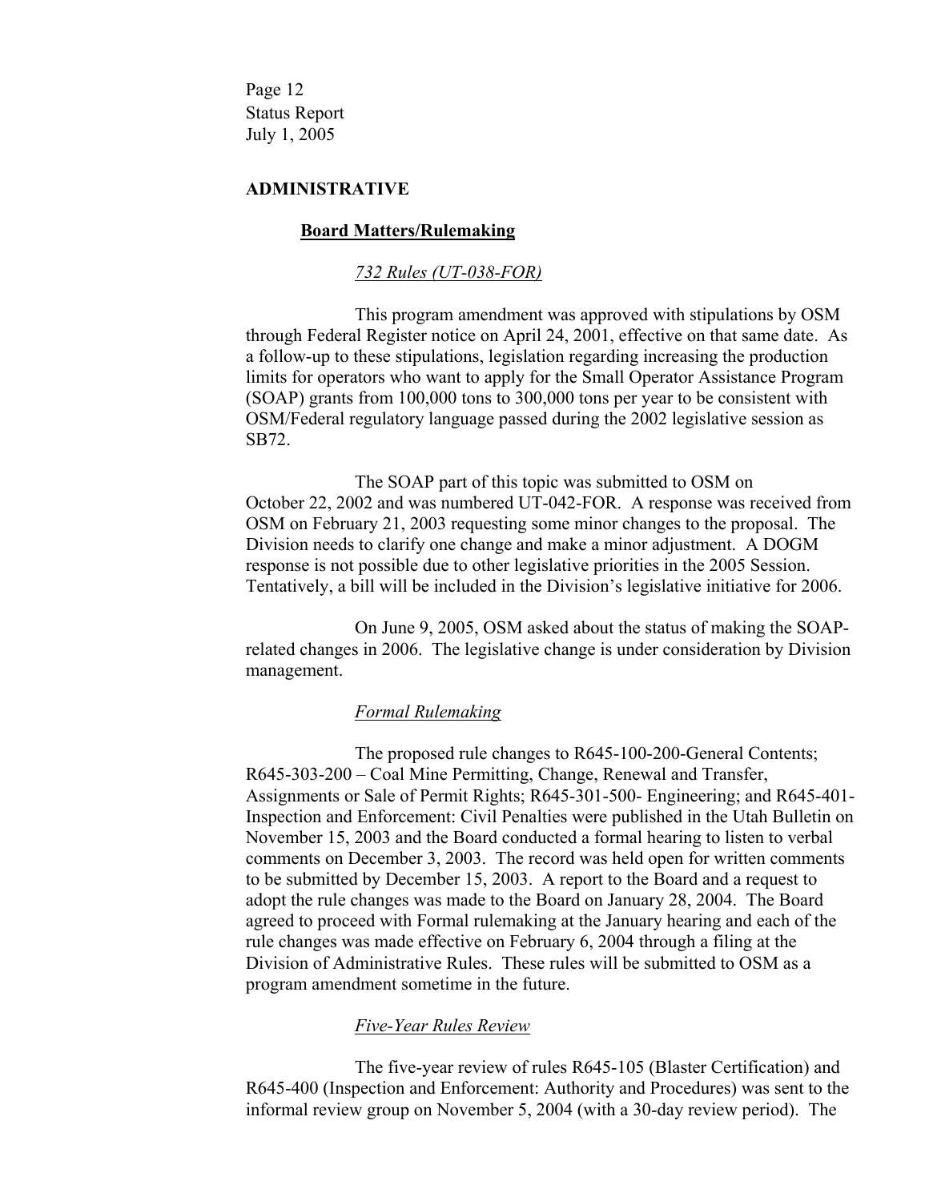## ADMINISTRATIVE

### Board Matters/Rulemaking

*732 Rules (UT-038-FOR)*

This program amendment was approved with stipulations by OSM through Federal Register notice on April 24, 2001, effective on that same date. As a follow-up to these stipulations, legislation regarding increasing the production limits for operators who want to apply for the Small Operator Assistance Program (SOAP) grants from 100,000 tons to 300,000 tons per year to be consistent with OSM/Federal regulatory language passed during the 2002 legislative session as SB72.

The SOAP part of this topic was submitted to OSM on October 22, 2002 and was numbered UT-042-FOR. A response was received from OSM on February 21, 2003 requesting some minor changes to the proposal. The Division needs to clarify one change and make a minor adjustment. A DOGM response is not possible due to other legislative priorities in the 2005 Session. Tentatively, a bill will be included in the Division's legislative initiative for 2006.

On June 9, 2005, OSM asked about the status of making the SOAP-related changes in 2006. The legislative change is under consideration by Division management.

*Formal Rulemaking*

The proposed rule changes to R645-100-200-General Contents; R645-303-200 – Coal Mine Permitting, Change, Renewal and Transfer, Assignments or Sale of Permit Rights; R645-301-500- Engineering; and R645-401-Inspection and Enforcement: Civil Penalties were published in the Utah Bulletin on November 15, 2003 and the Board conducted a formal hearing to listen to verbal comments on December 3, 2003. The record was held open for written comments to be submitted by December 15, 2003. A report to the Board and a request to adopt the rule changes was made to the Board on January 28, 2004. The Board agreed to proceed with Formal rulemaking at the January hearing and each of the rule changes was made effective on February 6, 2004 through a filing at the Division of Administrative Rules. These rules will be submitted to OSM as a program amendment sometime in the future.

*Five-Year Rules Review*

The five-year review of rules R645-105 (Blaster Certification) and R645-400 (Inspection and Enforcement: Authority and Procedures) was sent to the informal review group on November 5, 2004 (with a 30-day review period). The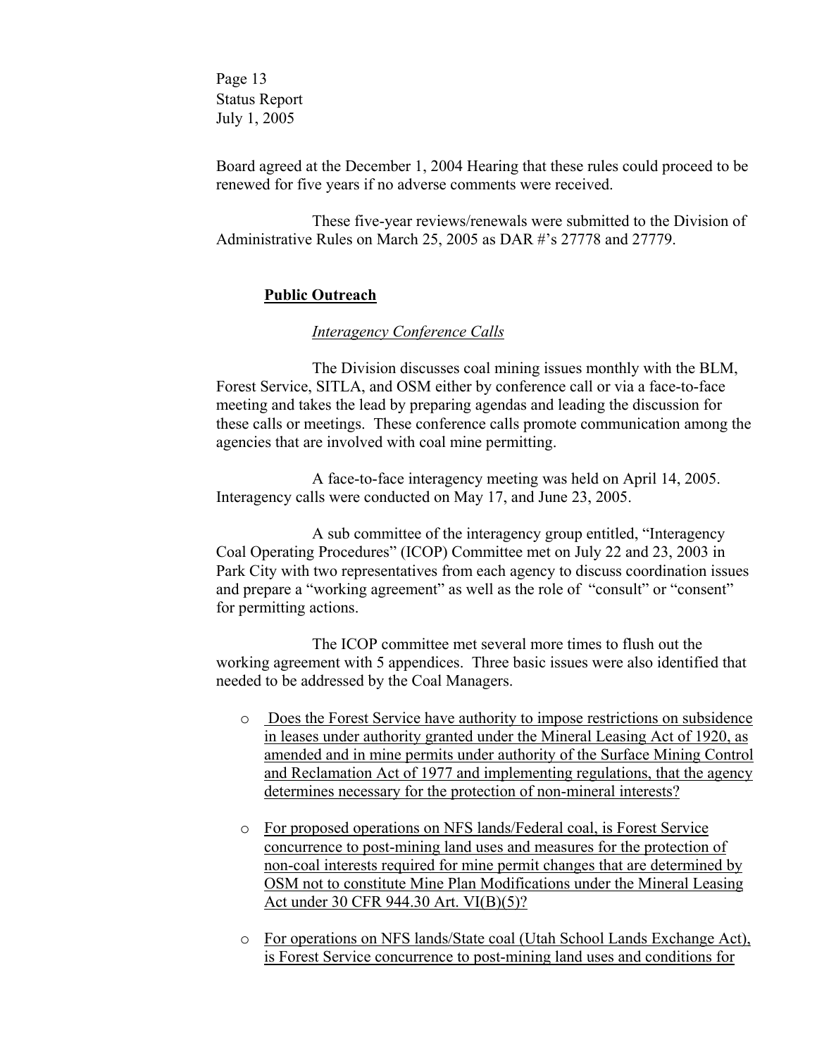Board agreed at the December 1, 2004 Hearing that these rules could proceed to be renewed for five years if no adverse comments were received.

These five-year reviews/renewals were submitted to the Division of Administrative Rules on March 25, 2005 as DAR #'s 27778 and 27779.

**Public Outreach**

*Interagency Conference Calls*

The Division discusses coal mining issues monthly with the BLM, Forest Service, SITLA, and OSM either by conference call or via a face-to-face meeting and takes the lead by preparing agendas and leading the discussion for these calls or meetings. These conference calls promote communication among the agencies that are involved with coal mine permitting.

A face-to-face interagency meeting was held on April 14, 2005. Interagency calls were conducted on May 17, and June 23, 2005.

A sub committee of the interagency group entitled, "Interagency Coal Operating Procedures" (ICOP) Committee met on July 22 and 23, 2003 in Park City with two representatives from each agency to discuss coordination issues and prepare a "working agreement" as well as the role of "consult" or "consent" for permitting actions.

The ICOP committee met several more times to flush out the working agreement with 5 appendices. Three basic issues were also identified that needed to be addressed by the Coal Managers.

- Does the Forest Service have authority to impose restrictions on subsidence in leases under authority granted under the Mineral Leasing Act of 1920, as amended and in mine permits under authority of the Surface Mining Control and Reclamation Act of 1977 and implementing regulations, that the agency determines necessary for the protection of non-mineral interests?

- For proposed operations on NFS lands/Federal coal, is Forest Service concurrence to post-mining land uses and measures for the protection of non-coal interests required for mine permit changes that are determined by OSM not to constitute Mine Plan Modifications under the Mineral Leasing Act under 30 CFR 944.30 Art. VI(B)(5)?

- For operations on NFS lands/State coal (Utah School Lands Exchange Act), is Forest Service concurrence to post-mining land uses and conditions for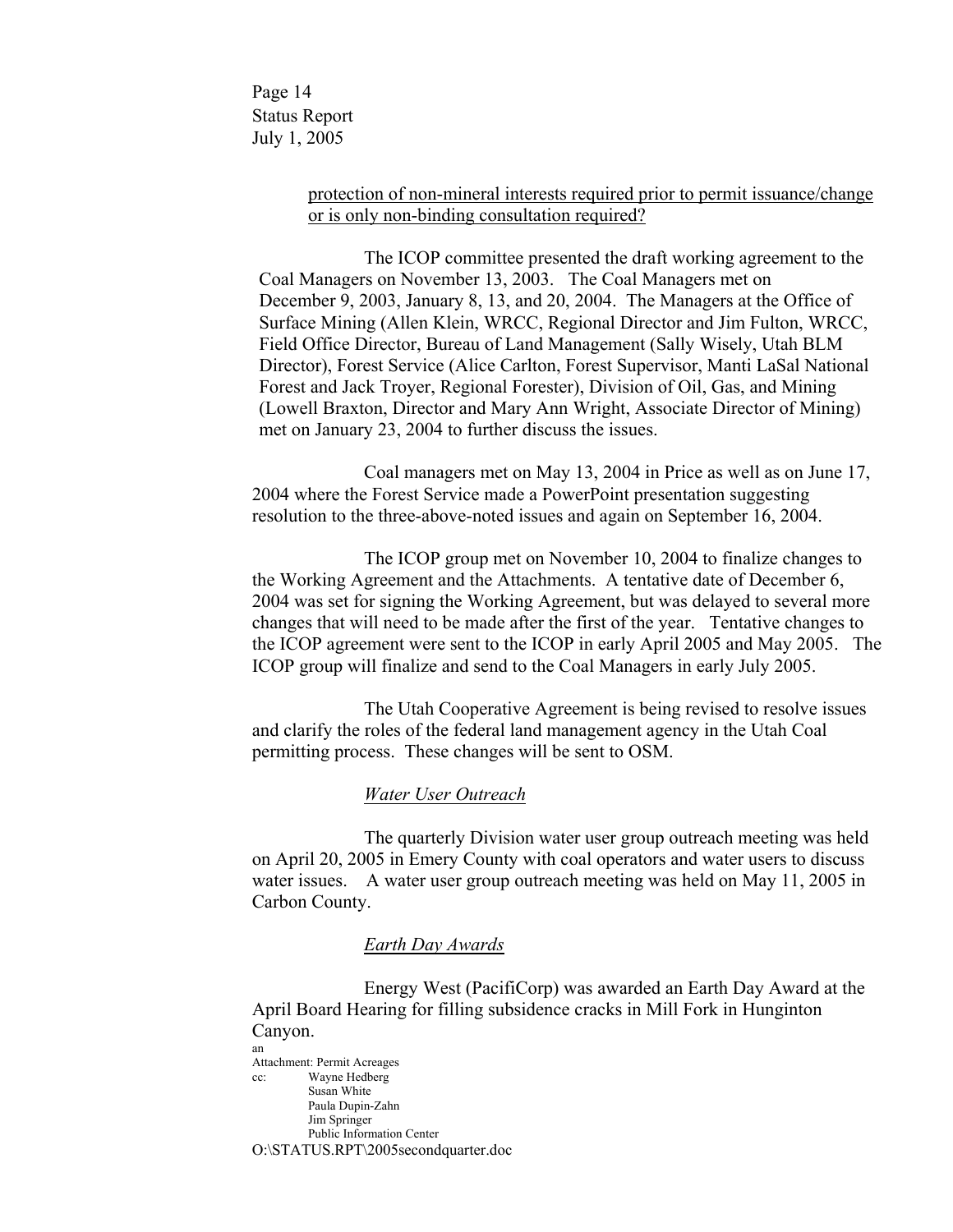protection of non-mineral interests required prior to permit issuance/change or is only non-binding consultation required?

The ICOP committee presented the draft working agreement to the Coal Managers on November 13, 2003. The Coal Managers met on December 9, 2003, January 8, 13, and 20, 2004. The Managers at the Office of Surface Mining (Allen Klein, WRCC, Regional Director and Jim Fulton, WRCC, Field Office Director, Bureau of Land Management (Sally Wisely, Utah BLM Director), Forest Service (Alice Carlton, Forest Supervisor, Manti LaSal National Forest and Jack Troyer, Regional Forester), Division of Oil, Gas, and Mining (Lowell Braxton, Director and Mary Ann Wright, Associate Director of Mining) met on January 23, 2004 to further discuss the issues.

Coal managers met on May 13, 2004 in Price as well as on June 17, 2004 where the Forest Service made a PowerPoint presentation suggesting resolution to the three-above-noted issues and again on September 16, 2004.

The ICOP group met on November 10, 2004 to finalize changes to the Working Agreement and the Attachments. A tentative date of December 6, 2004 was set for signing the Working Agreement, but was delayed to several more changes that will need to be made after the first of the year. Tentative changes to the ICOP agreement were sent to the ICOP in early April 2005 and May 2005. The ICOP group will finalize and send to the Coal Managers in early July 2005.

The Utah Cooperative Agreement is being revised to resolve issues and clarify the roles of the federal land management agency in the Utah Coal permitting process. These changes will be sent to OSM.

*Water User Outreach*

The quarterly Division water user group outreach meeting was held on April 20, 2005 in Emery County with coal operators and water users to discuss water issues. A water user group outreach meeting was held on May 11, 2005 in Carbon County.

*Earth Day Awards*

Energy West (PacifiCorp) was awarded an Earth Day Award at the April Board Hearing for filling subsidence cracks in Mill Fork in Hunginton Canyon.

an

Attachment: Permit Acreages

cc: Wayne Hedberg
Susan White
Paula Dupin-Zahn
Jim Springer
Public Information Center

O:\STATUS.RPT\2005secondquarter.doc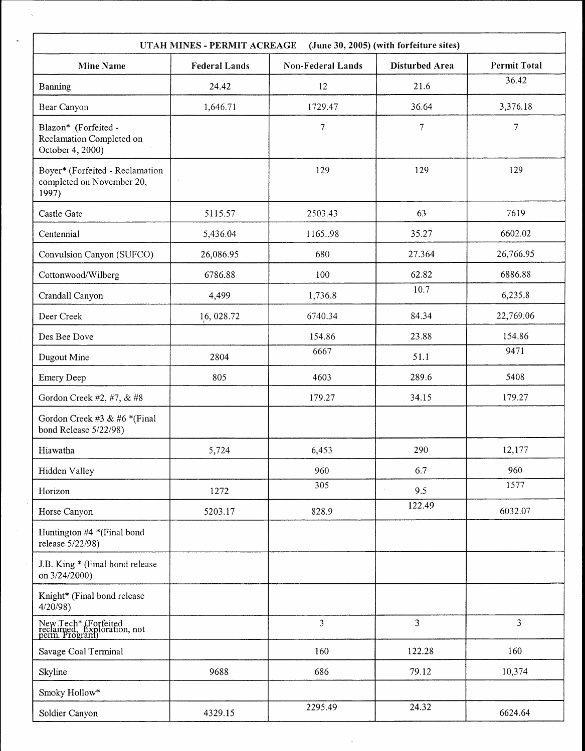| UTAH MINES - PERMIT ACREAGE (June 30, 2005) (with forfeiture sites) | | | | |
|---|---|---|---|---|
| Mine Name | Federal Lands | Non-Federal Lands | Disturbed Area | Permit Total |
| Banning | 24.42 | 12 | 21.6 | 36.42 |
| Bear Canyon | 1,646.71 | 1729.47 | 36.64 | 3,376.18 |
| Blazon* (Forfeited - Reclamation Completed on October 4, 2000) | | 7 | 7 | 7 |
| Boyer* (Forfeited - Reclamation completed on November 20, 1997) | | 129 | 129 | 129 |
| Castle Gate | 5115.57 | 2503.43 | 63 | 7619 |
| Centennial | 5,436.04 | 1165..98 | 35.27 | 6602.02 |
| Convulsion Canyon (SUFCO) | 26,086.95 | 680 | 27.364 | 26,766.95 |
| Cottonwood/Wilberg | 6786.88 | 100 | 62.82 | 6886.88 |
| Crandall Canyon | 4,499 | 1,736.8 | 10.7 | 6,235.8 |
| Deer Creek | 16, 028.72 | 6740.34 | 84.34 | 22,769.06 |
| Des Bee Dove | | 154.86 | 23.88 | 154.86 |
| Dugout Mine | 2804 | 6667 | 51.1 | 9471 |
| Emery Deep | 805 | 4603 | 289.6 | 5408 |
| Gordon Creek #2, #7, & #8 | | 179.27 | 34.15 | 179.27 |
| Gordon Creek #3 & #6 *(Final bond Release 5/22/98) | | | | |
| Hiawatha | 5,724 | 6,453 | 290 | 12,177 |
| Hidden Valley | | 960 | 6.7 | 960 |
| Horizon | 1272 | 305 | 9.5 | 1577 |
| Horse Canyon | 5203.17 | 828.9 | 122.49 | 6032.07 |
| Huntington #4 *(Final bond release 5/22/98) | | | | |
| J.B. King * (Final bond release on 3/24/2000) | | | | |
| Knight* (Final bond release 4/20/98) | | | | |
| New Tech* (Forfeited reclaimed. Exploration, not perm. Program) | | 3 | 3 | 3 |
| Savage Coal Terminal | | 160 | 122.28 | 160 |
| Skyline | 9688 | 686 | 79.12 | 10,374 |
| Smoky Hollow* | | | | |
| Soldier Canyon | 4329.15 | 2295.49 | 24.32 | 6624.64 |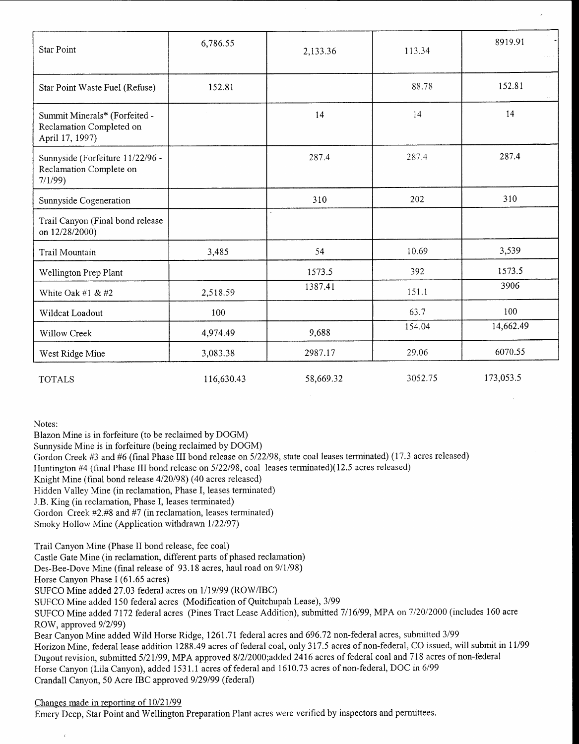| | | | | |
|---|---|---|---|---|
| Star Point | 6,786.55 | 2,133.36 | 113.34 | 8919.91 |
| Star Point Waste Fuel (Refuse) | 152.81 | | 88.78 | 152.81 |
| Summit Minerals* (Forfeited - Reclamation Completed on April 17, 1997) | | 14 | 14 | 14 |
| Sunnyside (Forfeiture 11/22/96 - Reclamation Complete on 7/1/99) | | 287.4 | 287.4 | 287.4 |
| Sunnyside Cogeneration | | 310 | 202 | 310 |
| Trail Canyon (Final bond release on 12/28/2000) | | | | |
| Trail Mountain | 3,485 | 54 | 10.69 | 3,539 |
| Wellington Prep Plant | | 1573.5 | 392 | 1573.5 |
| White Oak #1 & #2 | 2,518.59 | 1387.41 | 151.1 | 3906 |
| Wildcat Loadout | 100 | | 63.7 | 100 |
| Willow Creek | 4,974.49 | 9,688 | 154.04 | 14,662.49 |
| West Ridge Mine | 3,083.38 | 2987.17 | 29.06 | 6070.55 |
| TOTALS | 116,630.43 | 58,669.32 | 3052.75 | 173,053.5 |

Notes:
Blazon Mine is in forfeiture (to be reclaimed by DOGM)
Sunnyside Mine is in forfeiture (being reclaimed by DOGM)
Gordon Creek #3 and #6 (final Phase III bond release on 5/22/98, state coal leases terminated) (17.3 acres released)
Huntington #4 (final Phase III bond release on 5/22/98, coal leases terminated)(12.5 acres released)
Knight Mine (final bond release 4/20/98) (40 acres released)
Hidden Valley Mine (in reclamation, Phase I, leases terminated)
J.B. King (in reclamation, Phase I, leases terminated)
Gordon Creek #2.#8 and #7 (in reclamation, leases terminated)
Smoky Hollow Mine (Application withdrawn 1/22/97)

Trail Canyon Mine (Phase II bond release, fee coal)
Castle Gate Mine (in reclamation, different parts of phased reclamation)
Des-Bee-Dove Mine (final release of 93.18 acres, haul road on 9/1/98)
Horse Canyon Phase I (61.65 acres)
SUFCO Mine added 27.03 federal acres on 1/19/99 (ROW/IBC)
SUFCO Mine added 150 federal acres (Modification of Quitchupah Lease), 3/99
SUFCO Mine added 7172 federal acres (Pines Tract Lease Addition), submitted 7/16/99, MPA on 7/20/2000 (includes 160 acre ROW, approved 9/2/99)
Bear Canyon Mine added Wild Horse Ridge, 1261.71 federal acres and 696.72 non-federal acres, submitted 3/99
Horizon Mine, federal lease addition 1288.49 acres of federal coal, only 317.5 acres of non-federal, CO issued, will submit in 11/99
Dugout revision, submitted 5/21/99, MPA approved 8/2/2000;added 2416 acres of federal coal and 718 acres of non-federal
Horse Canyon (Lila Canyon), added 1531.1 acres of federal and 1610.73 acres of non-federal, DOC in 6/99
Crandall Canyon, 50 Acre IBC approved 9/29/99 (federal)

Changes made in reporting of 10/21/99
Emery Deep, Star Point and Wellington Preparation Plant acres were verified by inspectors and permittees.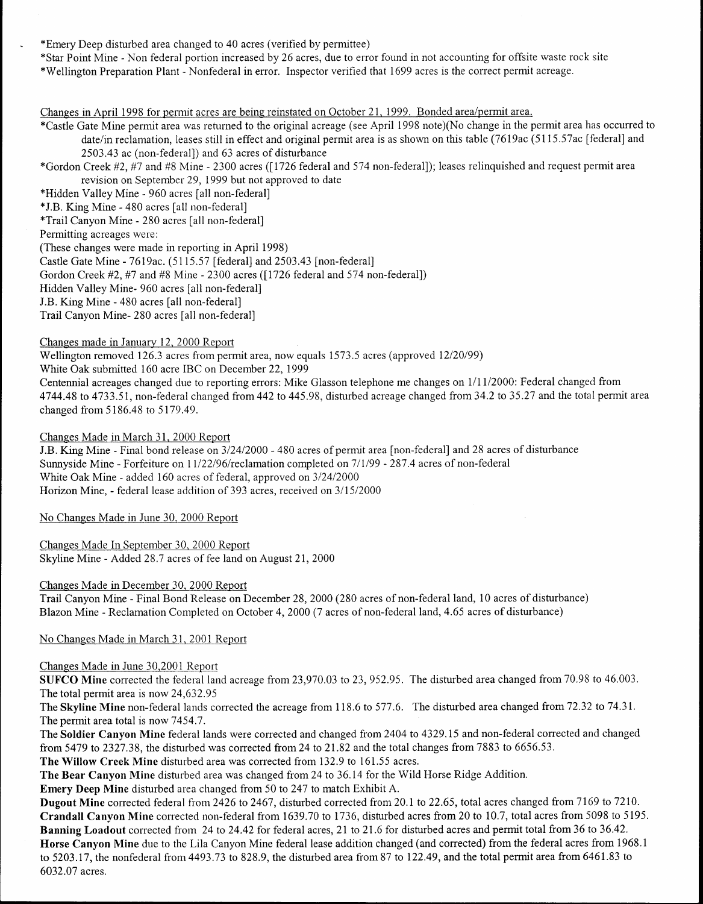*Emery Deep disturbed area changed to 40 acres (verified by permittee)

*Star Point Mine - Non federal portion increased by 26 acres, due to error found in not accounting for offsite waste rock site

*Wellington Preparation Plant - Nonfederal in error. Inspector verified that 1699 acres is the correct permit acreage.

Changes in April 1998 for permit acres are being reinstated on October 21, 1999. Bonded area/permit area.

*Castle Gate Mine permit area was returned to the original acreage (see April 1998 note)(No change in the permit area has occurred to date/in reclamation, leases still in effect and original permit area is as shown on this table (7619ac (5115.57ac [federal] and 2503.43 ac (non-federal]) and 63 acres of disturbance

*Gordon Creek #2, #7 and #8 Mine - 2300 acres ([1726 federal and 574 non-federal]); leases relinquished and request permit area revision on September 29, 1999 but not approved to date

*Hidden Valley Mine - 960 acres [all non-federal]

*J.B. King Mine - 480 acres [all non-federal]

*Trail Canyon Mine - 280 acres [all non-federal]

Permitting acreages were:

(These changes were made in reporting in April 1998)

Castle Gate Mine - 7619ac. (5115.57 [federal] and 2503.43 [non-federal]

Gordon Creek #2, #7 and #8 Mine - 2300 acres ([1726 federal and 574 non-federal])

Hidden Valley Mine- 960 acres [all non-federal]

J.B. King Mine - 480 acres [all non-federal]

Trail Canyon Mine- 280 acres [all non-federal]

Changes made in January 12, 2000 Report

Wellington removed 126.3 acres from permit area, now equals 1573.5 acres (approved 12/20/99)

White Oak submitted 160 acre IBC on December 22, 1999

Centennial acreages changed due to reporting errors: Mike Glasson telephone me changes on 1/11/2000: Federal changed from 4744.48 to 4733.51, non-federal changed from 442 to 445.98, disturbed acreage changed from 34.2 to 35.27 and the total permit area changed from 5186.48 to 5179.49.

Changes Made in March 31, 2000 Report

J.B. King Mine - Final bond release on 3/24/2000 - 480 acres of permit area [non-federal] and 28 acres of disturbance

Sunnyside Mine - Forfeiture on 11/22/96/reclamation completed on 7/1/99 - 287.4 acres of non-federal

White Oak Mine - added 160 acres of federal, approved on 3/24/2000

Horizon Mine, - federal lease addition of 393 acres, received on 3/15/2000

No Changes Made in June 30, 2000 Report

Changes Made In September 30, 2000 Report

Skyline Mine - Added 28.7 acres of fee land on August 21, 2000

Changes Made in December 30, 2000 Report

Trail Canyon Mine - Final Bond Release on December 28, 2000 (280 acres of non-federal land, 10 acres of disturbance)

Blazon Mine - Reclamation Completed on October 4, 2000 (7 acres of non-federal land, 4.65 acres of disturbance)

No Changes Made in March 31, 2001 Report

Changes Made in June 30,2001 Report

**SUFCO Mine** corrected the federal land acreage from 23,970.03 to 23, 952.95. The disturbed area changed from 70.98 to 46.003. The total permit area is now 24,632.95

The **Skyline Mine** non-federal lands corrected the acreage from 118.6 to 577.6. The disturbed area changed from 72.32 to 74.31. The permit area total is now 7454.7.

The **Soldier Canyon Mine** federal lands were corrected and changed from 2404 to 4329.15 and non-federal corrected and changed from 5479 to 2327.38, the disturbed was corrected from 24 to 21.82 and the total changes from 7883 to 6656.53.

The **Willow Creek Mine** disturbed area was corrected from 132.9 to 161.55 acres.

The **Bear Canyon Mine** disturbed area was changed from 24 to 36.14 for the Wild Horse Ridge Addition.

**Emery Deep Mine** disturbed area changed from 50 to 247 to match Exhibit A.

**Dugout Mine** corrected federal from 2426 to 2467, disturbed corrected from 20.1 to 22.65, total acres changed from 7169 to 7210.

**Crandall Canyon Mine** corrected non-federal from 1639.70 to 1736, disturbed acres from 20 to 10.7, total acres from 5098 to 5195.

**Banning Loadout** corrected from 24 to 24.42 for federal acres, 21 to 21.6 for disturbed acres and permit total from 36 to 36.42.

**Horse Canyon Mine** due to the Lila Canyon Mine federal lease addition changed (and corrected) from the federal acres from 1968.1 to 5203.17, the nonfederal from 4493.73 to 828.9, the disturbed area from 87 to 122.49, and the total permit area from 6461.83 to 6032.07 acres.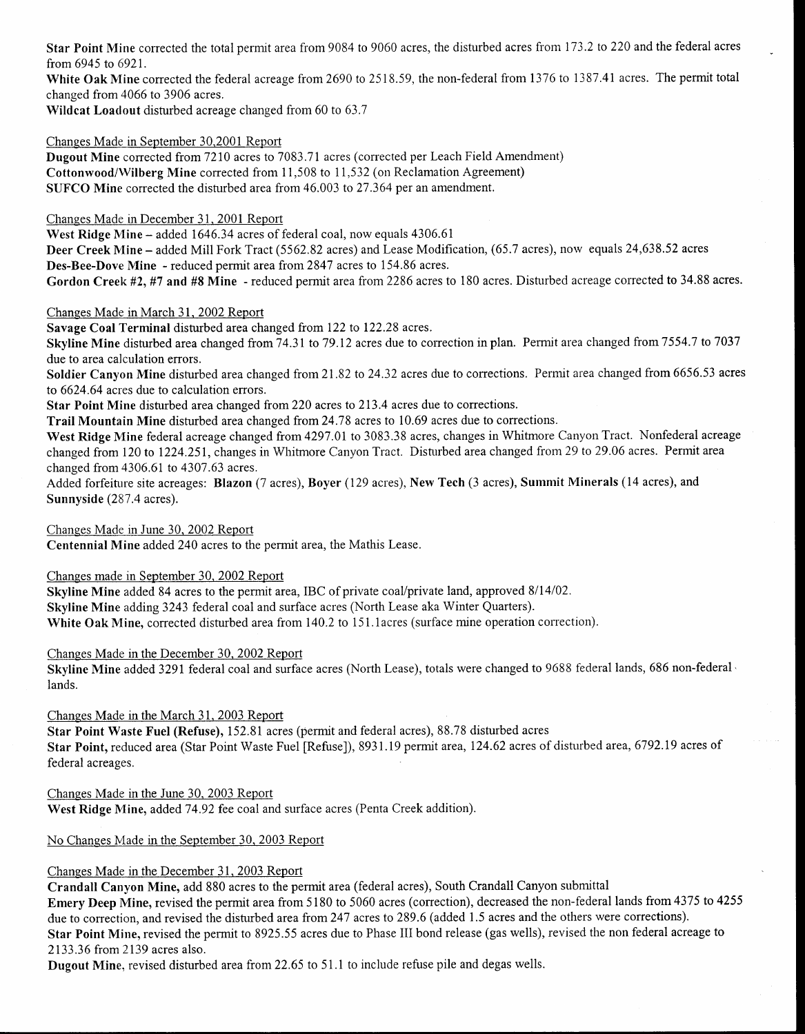**Star Point Mine** corrected the total permit area from 9084 to 9060 acres, the disturbed acres from 173.2 to 220 and the federal acres from 6945 to 6921.

**White Oak Mine** corrected the federal acreage from 2690 to 2518.59, the non-federal from 1376 to 1387.41 acres. The permit total changed from 4066 to 3906 acres.

**Wildcat Loadout** disturbed acreage changed from 60 to 63.7

Changes Made in September 30,2001 Report

**Dugout Mine** corrected from 7210 acres to 7083.71 acres (corrected per Leach Field Amendment)

**Cottonwood/Wilberg Mine** corrected from 11,508 to 11,532 (on Reclamation Agreement)

**SUFCO Mine** corrected the disturbed area from 46.003 to 27.364 per an amendment.

Changes Made in December 31, 2001 Report

**West Ridge Mine** – added 1646.34 acres of federal coal, now equals 4306.61

**Deer Creek Mine** – added Mill Fork Tract (5562.82 acres) and Lease Modification, (65.7 acres), now equals 24,638.52 acres

**Des-Bee-Dove Mine** - reduced permit area from 2847 acres to 154.86 acres.

**Gordon Creek #2, #7 and #8 Mine** - reduced permit area from 2286 acres to 180 acres. Disturbed acreage corrected to 34.88 acres.

Changes Made in March 31, 2002 Report

**Savage Coal Terminal** disturbed area changed from 122 to 122.28 acres.

**Skyline Mine** disturbed area changed from 74.31 to 79.12 acres due to correction in plan. Permit area changed from 7554.7 to 7037 due to area calculation errors.

**Soldier Canyon Mine** disturbed area changed from 21.82 to 24.32 acres due to corrections. Permit area changed from 6656.53 acres to 6624.64 acres due to calculation errors.

**Star Point Mine** disturbed area changed from 220 acres to 213.4 acres due to corrections.

**Trail Mountain Mine** disturbed area changed from 24.78 acres to 10.69 acres due to corrections.

**West Ridge Mine** federal acreage changed from 4297.01 to 3083.38 acres, changes in Whitmore Canyon Tract. Nonfederal acreage changed from 120 to 1224.251, changes in Whitmore Canyon Tract. Disturbed area changed from 29 to 29.06 acres. Permit area changed from 4306.61 to 4307.63 acres.

Added forfeiture site acreages: **Blazon** (7 acres), **Boyer** (129 acres), **New Tech** (3 acres), **Summit Minerals** (14 acres), and **Sunnyside** (287.4 acres).

Changes Made in June 30, 2002 Report

**Centennial Mine** added 240 acres to the permit area, the Mathis Lease.

Changes made in September 30, 2002 Report

**Skyline Mine** added 84 acres to the permit area, IBC of private coal/private land, approved 8/14/02.

**Skyline Mine** adding 3243 federal coal and surface acres (North Lease aka Winter Quarters).

**White Oak Mine,** corrected disturbed area from 140.2 to 151.1acres (surface mine operation correction).

Changes Made in the December 30, 2002 Report

**Skyline Mine** added 3291 federal coal and surface acres (North Lease), totals were changed to 9688 federal lands, 686 non-federal lands.

Changes Made in the March 31, 2003 Report

**Star Point Waste Fuel (Refuse),** 152.81 acres (permit and federal acres), 88.78 disturbed acres

**Star Point,** reduced area (Star Point Waste Fuel [Refuse]), 8931.19 permit area, 124.62 acres of disturbed area, 6792.19 acres of federal acreages.

Changes Made in the June 30, 2003 Report

**West Ridge Mine,** added 74.92 fee coal and surface acres (Penta Creek addition).

No Changes Made in the September 30, 2003 Report

Changes Made in the December 31, 2003 Report

**Crandall Canyon Mine,** add 880 acres to the permit area (federal acres), South Crandall Canyon submittal

**Emery Deep Mine,** revised the permit area from 5180 to 5060 acres (correction), decreased the non-federal lands from 4375 to 4255 due to correction, and revised the disturbed area from 247 acres to 289.6 (added 1.5 acres and the others were corrections).

**Star Point Mine,** revised the permit to 8925.55 acres due to Phase III bond release (gas wells), revised the non federal acreage to 2133.36 from 2139 acres also.

**Dugout Mine**, revised disturbed area from 22.65 to 51.1 to include refuse pile and degas wells.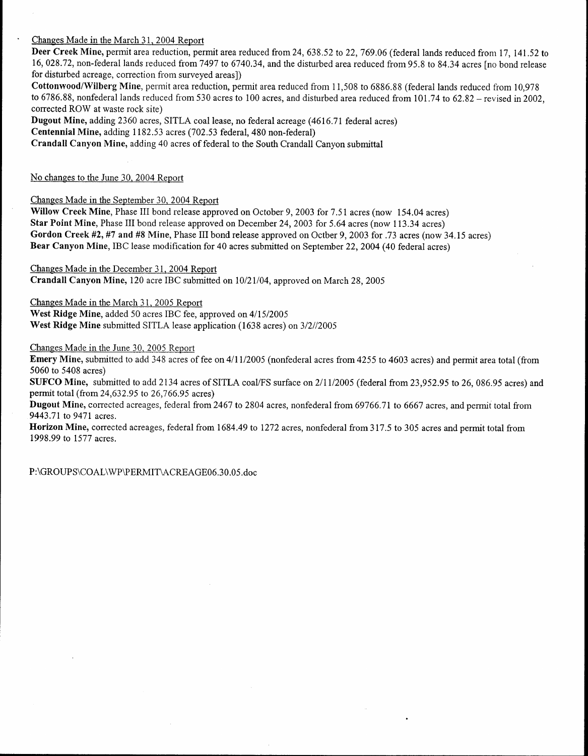Changes Made in the March 31, 2004 Report

**Deer Creek Mine,** permit area reduction, permit area reduced from 24, 638.52 to 22, 769.06 (federal lands reduced from 17, 141.52 to 16, 028.72, non-federal lands reduced from 7497 to 6740.34, and the disturbed area reduced from 95.8 to 84.34 acres [no bond release for disturbed acreage, correction from surveyed areas])

**Cottonwood/Wilberg Mine**, permit area reduction, permit area reduced from 11,508 to 6886.88 (federal lands reduced from 10,978 to 6786.88, nonfederal lands reduced from 530 acres to 100 acres, and disturbed area reduced from 101.74 to 62.82 – revised in 2002, corrected ROW at waste rock site)

**Dugout Mine,** adding 2360 acres, SITLA coal lease, no federal acreage (4616.71 federal acres)

**Centennial Mine,** adding 1182.53 acres (702.53 federal, 480 non-federal)

**Crandall Canyon Mine,** adding 40 acres of federal to the South Crandall Canyon submittal

No changes to the June 30, 2004 Report

Changes Made in the September 30, 2004 Report

**Willow Creek Mine**, Phase III bond release approved on October 9, 2003 for 7.51 acres (now 154.04 acres)

**Star Point Mine,** Phase III bond release approved on December 24, 2003 for 5.64 acres (now 113.34 acres)

**Gordon Creek #2, #7 and #8 Mine,** Phase III bond release approved on Octber 9, 2003 for .73 acres (now 34.15 acres)

**Bear Canyon Mine**, IBC lease modification for 40 acres submitted on September 22, 2004 (40 federal acres)

Changes Made in the December 31, 2004 Report

**Crandall Canyon Mine,** 120 acre IBC submitted on 10/21/04, approved on March 28, 2005

Changes Made in the March 31, 2005 Report

**West Ridge Mine**, added 50 acres IBC fee, approved on 4/15/2005

**West Ridge Mine** submitted SITLA lease application (1638 acres) on 3/2//2005

Changes Made in the June 30, 2005 Report

**Emery Mine,** submitted to add 348 acres of fee on 4/11/2005 (nonfederal acres from 4255 to 4603 acres) and permit area total (from 5060 to 5408 acres)

**SUFCO Mine,** submitted to add 2134 acres of SITLA coal/FS surface on 2/11/2005 (federal from 23,952.95 to 26, 086.95 acres) and permit total (from 24,632.95 to 26,766.95 acres)

**Dugout Mine,** corrected acreages, federal from 2467 to 2804 acres, nonfederal from 69766.71 to 6667 acres, and permit total from 9443.71 to 9471 acres.

**Horizon Mine,** corrected acreages, federal from 1684.49 to 1272 acres, nonfederal from 317.5 to 305 acres and permit total from 1998.99 to 1577 acres.

P:\GROUPS\COAL\WP\PERMIT\ACREAGE06.30.05.doc